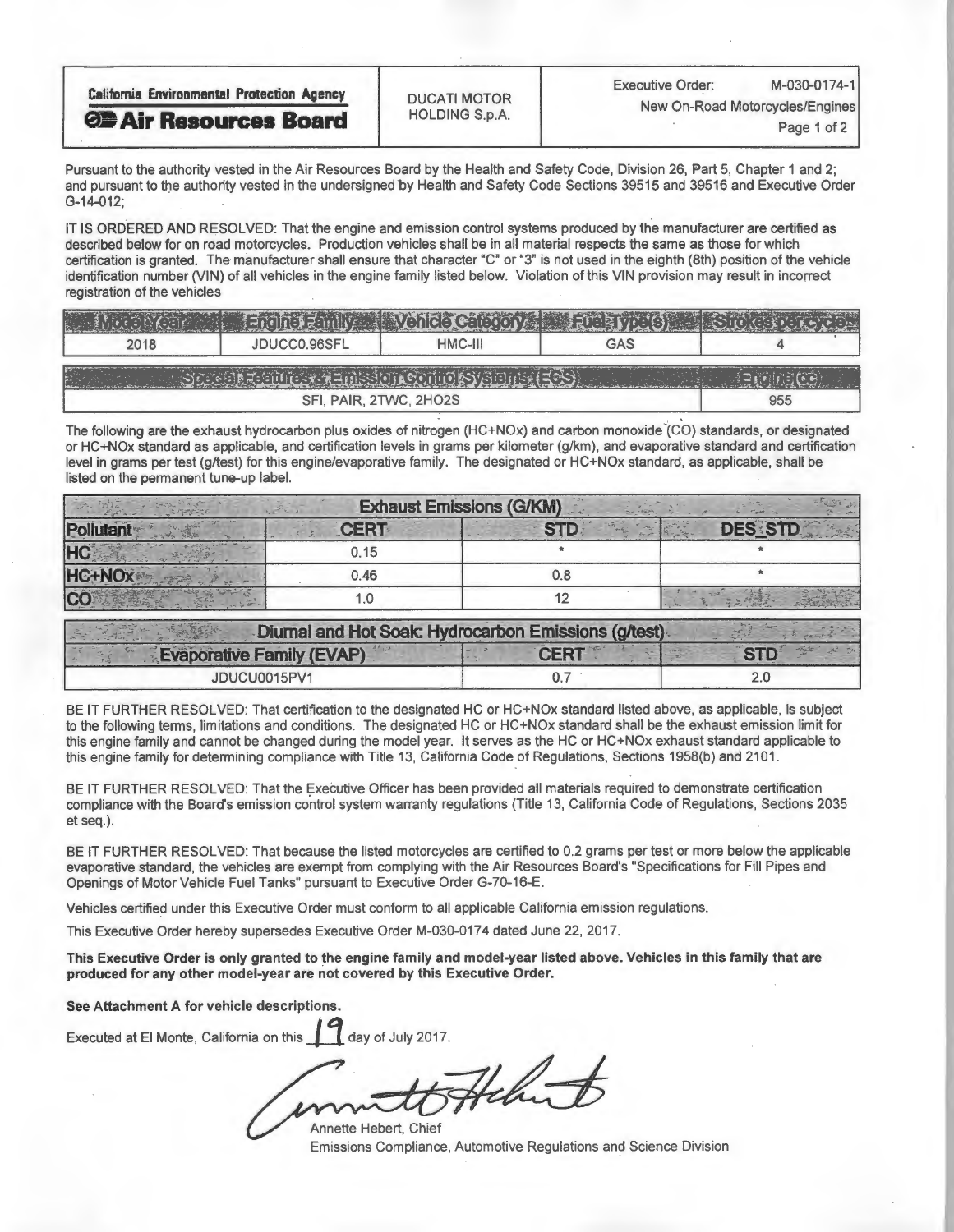| California Environmental Protection Agency **Air Resources Board** | DUCATI MOTOR HOLDING S.p.A. | Executive Order: M-030-0174-1 New On-Road Motorcycles/Engines |
|---|---|---|

Pursuant to the authority vested in the Air Resources Board by the Health and Safety Code, Division 26, Part 5, Chapter 1 and 2; and pursuant to the authority vested in the undersigned by Health and Safety Code Sections 39515 and 39516 and Executive Order G-14-012;

IT IS ORDERED AND RESOLVED: That the engine and emission control systems produced by the manufacturer are certified as described below for on road motorcycles. Production vehicles shall be in all material respects the same as those for which certification is granted. The manufacturer shall ensure that character "C" or "3" is not used in the eighth (8th) position of the vehicle identification number (VIN) of all vehicles in the engine family listed below. Violation of this VIN provision may result in incorrect registration of the vehicles

| Model Year | Engine Family | Vehicle Category | Fuel Type(s) | Strokes per cycle |
|---|---|---|---|---|
| 2018 | JDUCC0.96SFL | HMC-III | GAS | 4 |

| Special Features & Emission Control Systems (ECS) | Engine (cc) |
|---|---|
| SFI, PAIR, 2TWC, 2HO2S | 955 |

The following are the exhaust hydrocarbon plus oxides of nitrogen (HC+NOx) and carbon monoxide (CO) standards, or designated or HC+NOx standard as applicable, and certification levels in grams per kilometer (g/km), and evaporative standard and certification level in grams per test (g/test) for this engine/evaporative family. The designated or HC+NOx standard, as applicable, shall be listed on the permanent tune-up label.

| Exhaust Emissions (G/KM) | | | |
|---|---|---|---|
| Pollutant | CERT | STD | DES_STD |
| HC | 0.15 | * | * |
| HC+NOx | 0.46 | 0.8 | * |
| CO | 1.0 | 12 | |

| Diurnal and Hot Soak Hydrocarbon Emissions (g/test) | | |
|---|---|---|
| Evaporative Family (EVAP) | CERT | STD |
| JDUCU0015PV1 | 0.7 | 2.0 |

BE IT FURTHER RESOLVED: That certification to the designated HC or HC+NOx standard listed above, as applicable, is subject to the following terms, limitations and conditions. The designated HC or HC+NOx standard shall be the exhaust emission limit for this engine family and cannot be changed during the model year. It serves as the HC or HC+NOx exhaust standard applicable to this engine family for determining compliance with Title 13, California Code of Regulations, Sections 1958(b) and 2101.

BE IT FURTHER RESOLVED: That the Executive Officer has been provided all materials required to demonstrate certification compliance with the Board's emission control system warranty regulations (Title 13, California Code of Regulations, Sections 2035 et seq.).

BE IT FURTHER RESOLVED: That because the listed motorcycles are certified to 0.2 grams per test or more below the applicable evaporative standard, the vehicles are exempt from complying with the Air Resources Board's "Specifications for Fill Pipes and Openings of Motor Vehicle Fuel Tanks" pursuant to Executive Order G-70-16-E.

Vehicles certified under this Executive Order must conform to all applicable California emission regulations.

This Executive Order hereby supersedes Executive Order M-030-0174 dated June 22, 2017.

**This Executive Order is only granted to the engine family and model-year listed above. Vehicles in this family that are produced for any other model-year are not covered by this Executive Order.**

**See Attachment A for vehicle descriptions.**

Executed at El Monte, California on this 19 day of July 2017.

Annette Hebert, Chief
Emissions Compliance, Automotive Regulations and Science Division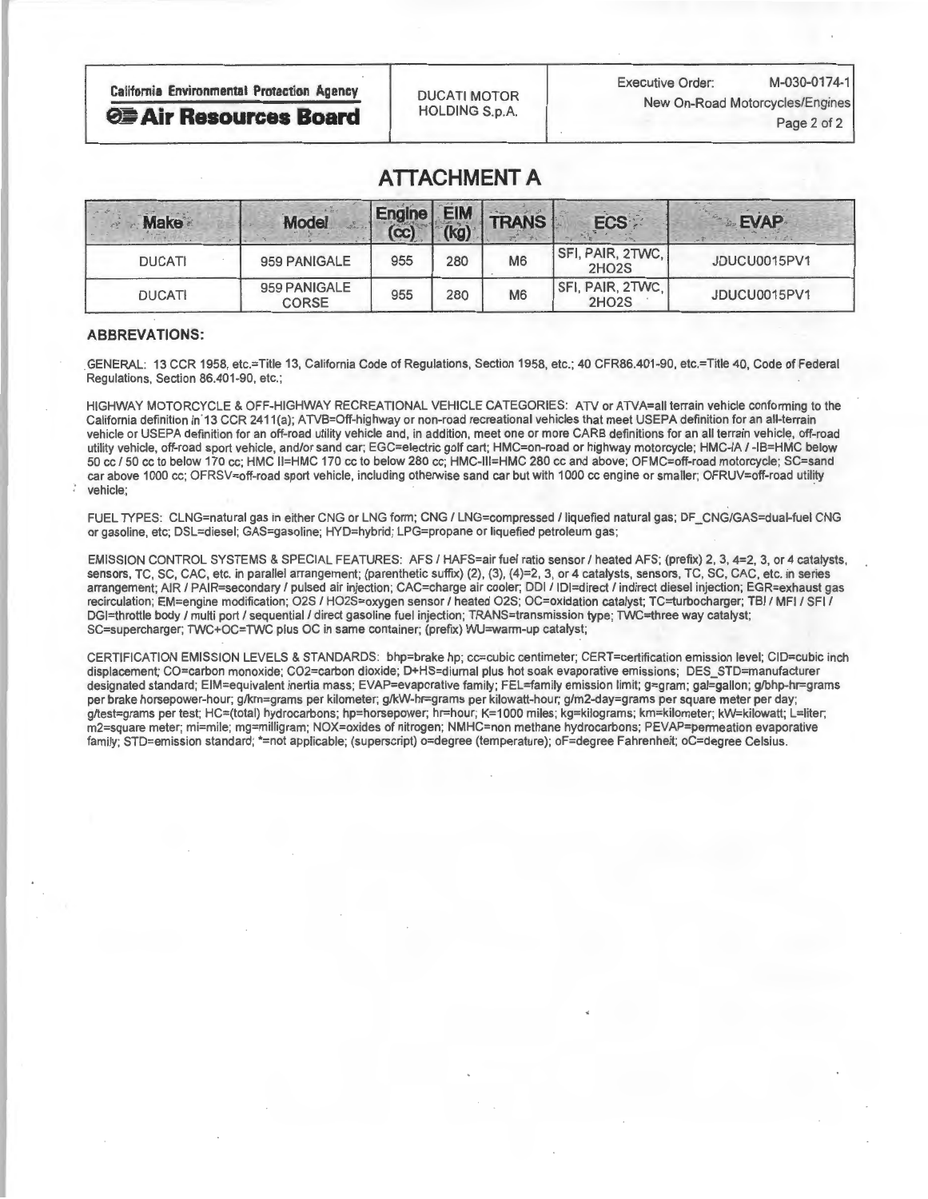# ATTACHMENT A

| Make | Model | Engine (cc) | EIM (kg) | TRANS | ECS | EVAP |
|---|---|---|---|---|---|---|
| DUCATI | 959 PANIGALE | 955 | 280 | M6 | SFI, PAIR, 2TWC, 2HO2S | JDUCU0015PV1 |
| DUCATI | 959 PANIGALE CORSE | 955 | 280 | M6 | SFI, PAIR, 2TWC, 2HO2S | JDUCU0015PV1 |

### ABBREVATIONS:

GENERAL: 13 CCR 1958, etc.=Title 13, California Code of Regulations, Section 1958, etc.; 40 CFR86.401-90, etc.=Title 40, Code of Federal Regulations, Section 86.401-90, etc.;

HIGHWAY MOTORCYCLE & OFF-HIGHWAY RECREATIONAL VEHICLE CATEGORIES: ATV or ATVA=all terrain vehicle conforming to the California definition in 13 CCR 2411(a); ATVB=Off-highway or non-road recreational vehicles that meet USEPA definition for an all-terrain vehicle or USEPA definition for an off-road utility vehicle and, in addition, meet one or more CARB definitions for an all terrain vehicle, off-road utility vehicle, off-road sport vehicle, and/or sand car; EGC=electric golf cart; HMC=on-road or highway motorcycle; HMC-IA / -IB=HMC below 50 cc / 50 cc to below 170 cc; HMC II=HMC 170 cc to below 280 cc; HMC-III=HMC 280 cc and above; OFMC=off-road motorcycle; SC=sand car above 1000 cc; OFRSV=off-road sport vehicle, including otherwise sand car but with 1000 cc engine or smaller; OFRUV=off-road utility vehicle;

FUEL TYPES: CLNG=natural gas in either CNG or LNG form; CNG / LNG=compressed / liquefied natural gas; DF_CNG/GAS=dual-fuel CNG or gasoline, etc; DSL=diesel; GAS=gasoline; HYD=hybrid; LPG=propane or liquefied petroleum gas;

EMISSION CONTROL SYSTEMS & SPECIAL FEATURES: AFS / HAFS=air fuel ratio sensor / heated AFS; (prefix) 2, 3, 4=2, 3, or 4 catalysts, sensors, TC, SC, CAC, etc. in parallel arrangement; (parenthetic suffix) (2), (3), (4)=2, 3, or 4 catalysts, sensors, TC, SC, CAC, etc. in series arrangement; AIR / PAIR=secondary / pulsed air injection; CAC=charge air cooler; DDI / IDI=direct / indirect diesel injection; EGR=exhaust gas recirculation; EM=engine modification; O2S / HO2S=oxygen sensor / heated O2S; OC=oxidation catalyst; TC=turbocharger; TBI / MFI / SFI / DGI=throttle body / multi port / sequential / direct gasoline fuel injection; TRANS=transmission type; TWC=three way catalyst; SC=supercharger; TWC+OC=TWC plus OC in same container; (prefix) WU=warm-up catalyst;

CERTIFICATION EMISSION LEVELS & STANDARDS: bhp=brake hp; cc=cubic centimeter; CERT=certification emission level; CID=cubic inch displacement; CO=carbon monoxide; CO2=carbon dioxide; D+HS=diurnal plus hot soak evaporative emissions; DES_STD=manufacturer designated standard; EIM=equivalent inertia mass; EVAP=evaporative family; FEL=family emission limit; g=gram; gal=gallon; g/bhp-hr=grams per brake horsepower-hour; g/km=grams per kilometer; g/kW-hr=grams per kilowatt-hour; g/m2-day=grams per square meter per day; g/test=grams per test; HC=(total) hydrocarbons; hp=horsepower; hr=hour; K=1000 miles; kg=kilograms; km=kilometer; kW=kilowatt; L=liter; m2=square meter; mi=mile; mg=milligram; NOX=oxides of nitrogen; NMHC=non methane hydrocarbons; PEVAP=permeation evaporative family; STD=emission standard; *=not applicable; (superscript) o=degree (temperature); oF=degree Fahrenheit; oC=degree Celsius.